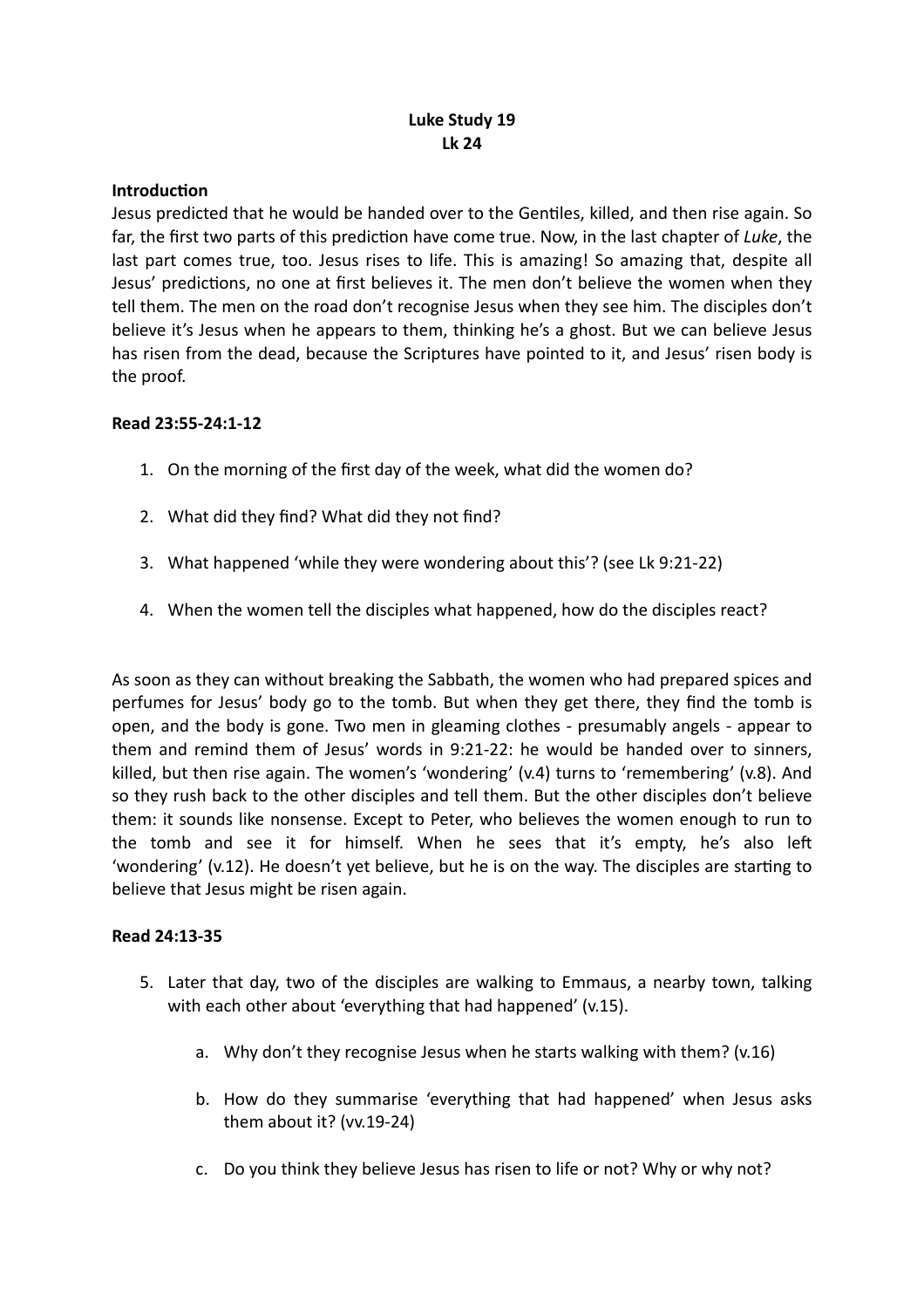**Luke Study 19**
**Lk 24**

**Introduction**

Jesus predicted that he would be handed over to the Gentiles, killed, and then rise again. So far, the first two parts of this prediction have come true. Now, in the last chapter of *Luke*, the last part comes true, too. Jesus rises to life. This is amazing! So amazing that, despite all Jesus' predictions, no one at first believes it. The men don't believe the women when they tell them. The men on the road don't recognise Jesus when they see him. The disciples don't believe it's Jesus when he appears to them, thinking he's a ghost. But we can believe Jesus has risen from the dead, because the Scriptures have pointed to it, and Jesus' risen body is the proof.

**Read 23:55-24:1-12**

1. On the morning of the first day of the week, what did the women do?
2. What did they find? What did they not find?
3. What happened 'while they were wondering about this'? (see Lk 9:21-22)
4. When the women tell the disciples what happened, how do the disciples react?

As soon as they can without breaking the Sabbath, the women who had prepared spices and perfumes for Jesus' body go to the tomb. But when they get there, they find the tomb is open, and the body is gone. Two men in gleaming clothes - presumably angels - appear to them and remind them of Jesus' words in 9:21-22: he would be handed over to sinners, killed, but then rise again. The women's 'wondering' (v.4) turns to 'remembering' (v.8). And so they rush back to the other disciples and tell them. But the other disciples don't believe them: it sounds like nonsense. Except to Peter, who believes the women enough to run to the tomb and see it for himself. When he sees that it's empty, he's also left 'wondering' (v.12). He doesn't yet believe, but he is on the way. The disciples are starting to believe that Jesus might be risen again.

**Read 24:13-35**

5. Later that day, two of the disciples are walking to Emmaus, a nearby town, talking with each other about 'everything that had happened' (v.15).
   a. Why don't they recognise Jesus when he starts walking with them? (v.16)
   b. How do they summarise 'everything that had happened' when Jesus asks them about it? (vv.19-24)
   c. Do you think they believe Jesus has risen to life or not? Why or why not?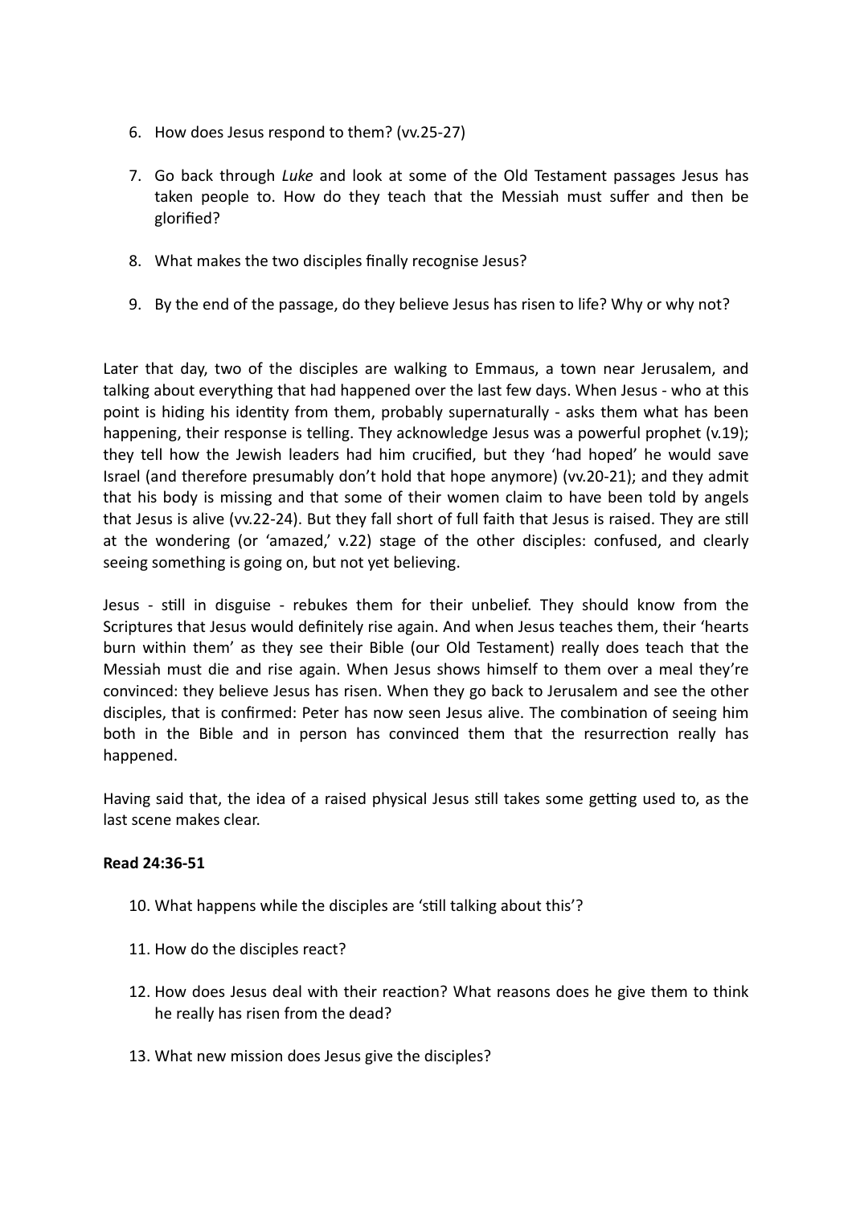6. How does Jesus respond to them? (vv.25-27)

7. Go back through *Luke* and look at some of the Old Testament passages Jesus has taken people to. How do they teach that the Messiah must suffer and then be glorified?

8. What makes the two disciples finally recognise Jesus?

9. By the end of the passage, do they believe Jesus has risen to life? Why or why not?

Later that day, two of the disciples are walking to Emmaus, a town near Jerusalem, and talking about everything that had happened over the last few days. When Jesus - who at this point is hiding his identity from them, probably supernaturally - asks them what has been happening, their response is telling. They acknowledge Jesus was a powerful prophet (v.19); they tell how the Jewish leaders had him crucified, but they 'had hoped' he would save Israel (and therefore presumably don't hold that hope anymore) (vv.20-21); and they admit that his body is missing and that some of their women claim to have been told by angels that Jesus is alive (vv.22-24). But they fall short of full faith that Jesus is raised. They are still at the wondering (or 'amazed,' v.22) stage of the other disciples: confused, and clearly seeing something is going on, but not yet believing.

Jesus - still in disguise - rebukes them for their unbelief. They should know from the Scriptures that Jesus would definitely rise again. And when Jesus teaches them, their 'hearts burn within them' as they see their Bible (our Old Testament) really does teach that the Messiah must die and rise again. When Jesus shows himself to them over a meal they're convinced: they believe Jesus has risen. When they go back to Jerusalem and see the other disciples, that is confirmed: Peter has now seen Jesus alive. The combination of seeing him both in the Bible and in person has convinced them that the resurrection really has happened.

Having said that, the idea of a raised physical Jesus still takes some getting used to, as the last scene makes clear.

**Read 24:36-51**

10. What happens while the disciples are 'still talking about this'?

11. How do the disciples react?

12. How does Jesus deal with their reaction? What reasons does he give them to think he really has risen from the dead?

13. What new mission does Jesus give the disciples?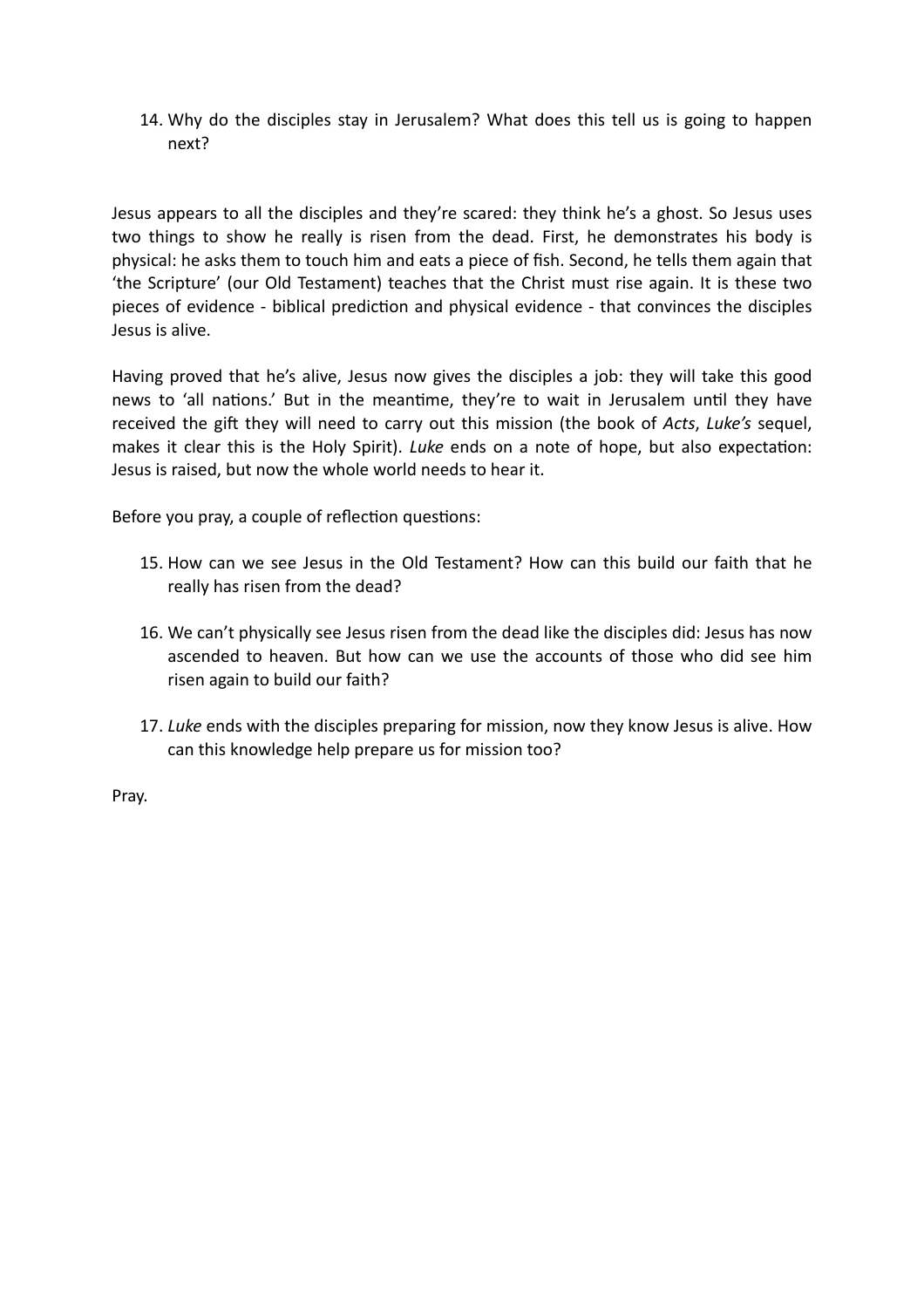14. Why do the disciples stay in Jerusalem? What does this tell us is going to happen next?

Jesus appears to all the disciples and they're scared: they think he's a ghost. So Jesus uses two things to show he really is risen from the dead. First, he demonstrates his body is physical: he asks them to touch him and eats a piece of fish. Second, he tells them again that 'the Scripture' (our Old Testament) teaches that the Christ must rise again. It is these two pieces of evidence - biblical prediction and physical evidence - that convinces the disciples Jesus is alive.

Having proved that he's alive, Jesus now gives the disciples a job: they will take this good news to 'all nations.' But in the meantime, they're to wait in Jerusalem until they have received the gift they will need to carry out this mission (the book of *Acts*, *Luke's* sequel, makes it clear this is the Holy Spirit). *Luke* ends on a note of hope, but also expectation: Jesus is raised, but now the whole world needs to hear it.

Before you pray, a couple of reflection questions:

15. How can we see Jesus in the Old Testament? How can this build our faith that he really has risen from the dead?

16. We can't physically see Jesus risen from the dead like the disciples did: Jesus has now ascended to heaven. But how can we use the accounts of those who did see him risen again to build our faith?

17. *Luke* ends with the disciples preparing for mission, now they know Jesus is alive. How can this knowledge help prepare us for mission too?

Pray.